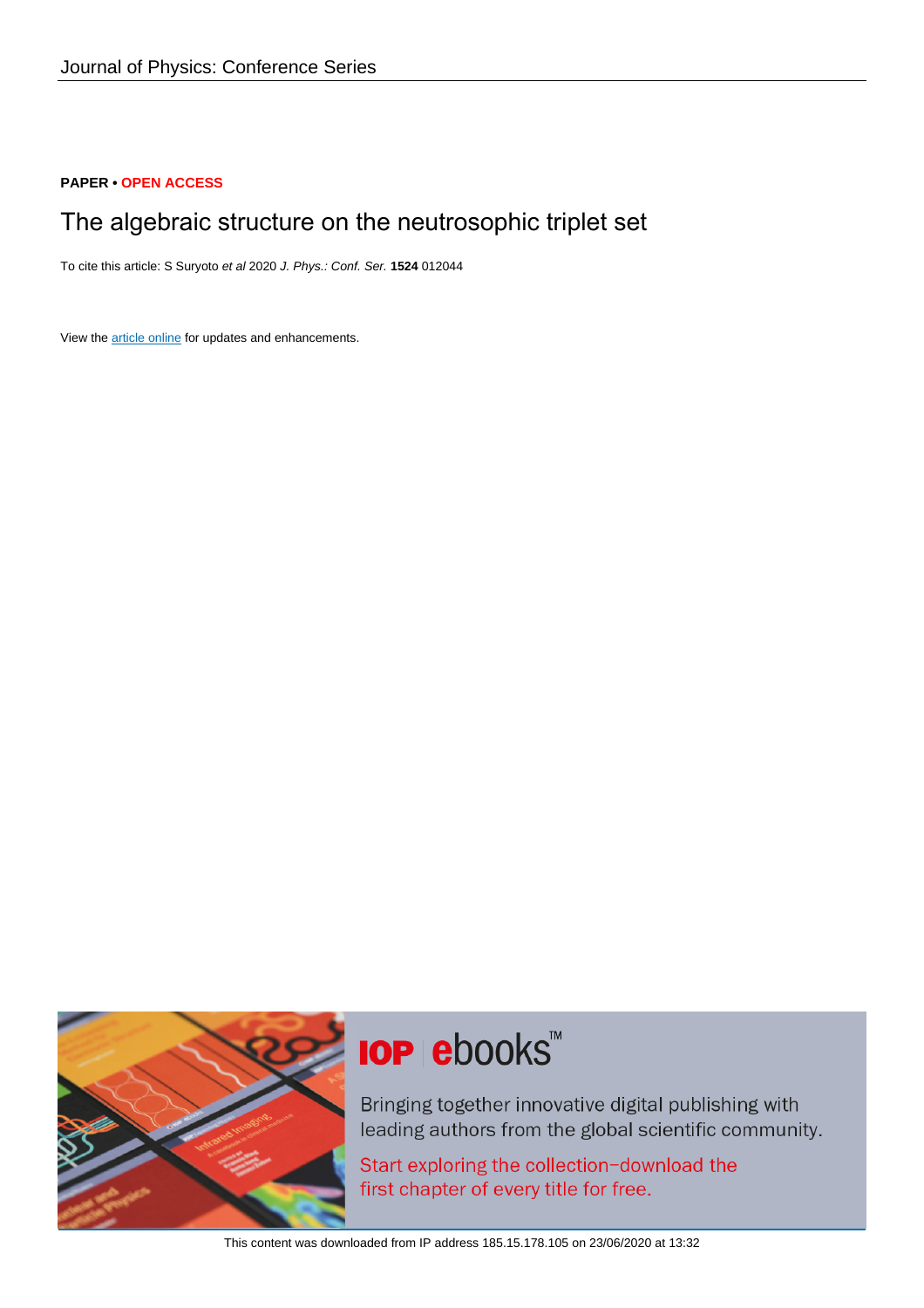Journal of Physics: Conference Series

**PAPER** • **OPEN ACCESS**

# The algebraic structure on the neutrosophic triplet set

To cite this article: S Suryoto *et al* 2020 *J. Phys.: Conf. Ser.* **1524** 012044

View the article online for updates and enhancements.

This content was downloaded from IP address 185.15.178.105 on 23/06/2020 at 13:32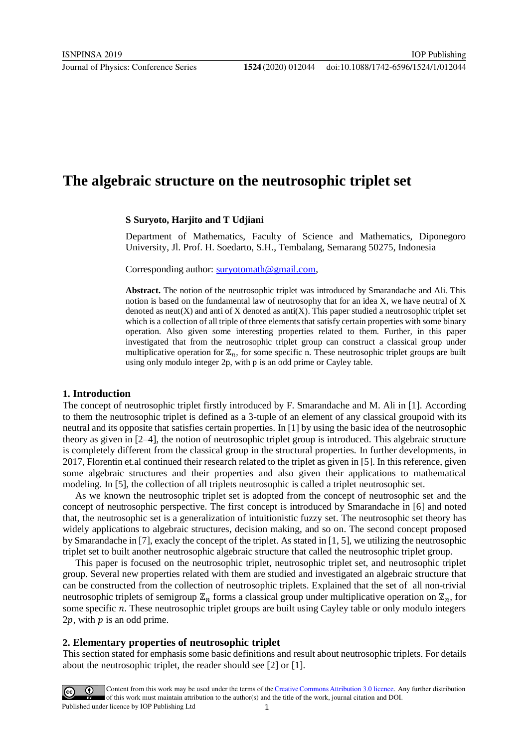# The algebraic structure on the neutrosophic triplet set

**S Suryoto, Harjito and T Udjiani**

Department of Mathematics, Faculty of Science and Mathematics, Diponegoro University, Jl. Prof. H. Soedarto, S.H., Tembalang, Semarang 50275, Indonesia

Corresponding author: suryotomath@gmail.com,

**Abstract.** The notion of the neutrosophic triplet was introduced by Smarandache and Ali. This notion is based on the fundamental law of neutrosophy that for an idea X, we have neutral of X denoted as neut(X) and anti of X denoted as anti(X). This paper studied a neutrosophic triplet set which is a collection of all triple of three elements that satisfy certain properties with some binary operation. Also given some interesting properties related to them. Further, in this paper investigated that from the neutrosophic triplet group can construct a classical group under multiplicative operation for $\mathbb{Z}_n$, for some specific n. These neutrosophic triplet groups are built using only modulo integer 2p, with p is an odd prime or Cayley table.

## 1. Introduction

The concept of neutrosophic triplet firstly introduced by F. Smarandache and M. Ali in [1]. According to them the neutrosophic triplet is defined as a 3-tuple of an element of any classical groupoid with its neutral and its opposite that satisfies certain properties. In [1] by using the basic idea of the neutrosophic theory as given in [2–4], the notion of neutrosophic triplet group is introduced. This algebraic structure is completely different from the classical group in the structural properties. In further developments, in 2017, Florentin et.al continued their research related to the triplet as given in [5]. In this reference, given some algebraic structures and their properties and also given their applications to mathematical modeling. In [5], the collection of all triplets neutrosophic is called a triplet neutrosophic set.

As we known the neutrosophic triplet set is adopted from the concept of neutrosophic set and the concept of neutrosophic perspective. The first concept is introduced by Smarandache in [6] and noted that, the neutrosophic set is a generalization of intuitionistic fuzzy set. The neutrosophic set theory has widely applications to algebraic structures, decision making, and so on. The second concept proposed by Smarandache in [7], exacly the concept of the triplet. As stated in [1, 5], we utilizing the neutrosophic triplet set to built another neutrosophic algebraic structure that called the neutrosophic triplet group.

This paper is focused on the neutrosophic triplet, neutrosophic triplet set, and neutrosophic triplet group. Several new properties related with them are studied and investigated an algebraic structure that can be constructed from the collection of neutrosophic triplets. Explained that the set of all non-trivial neutrosophic triplets of semigroup $\mathbb{Z}_n$ forms a classical group under multiplicative operation on $\mathbb{Z}_n$, for some specific $n$. These neutrosophic triplet groups are built using Cayley table or only modulo integers $2p$, with $p$ is an odd prime.

## 2. Elementary properties of neutrosophic triplet

This section stated for emphasis some basic definitions and result about neutrosophic triplets. For details about the neutrosophic triplet, the reader should see [2] or [1].

Content from this work may be used under the terms of the Creative Commons Attribution 3.0 licence. Any further distribution of this work must maintain attribution to the author(s) and the title of the work, journal citation and DOI.
Published under licence by IOP Publishing Ltd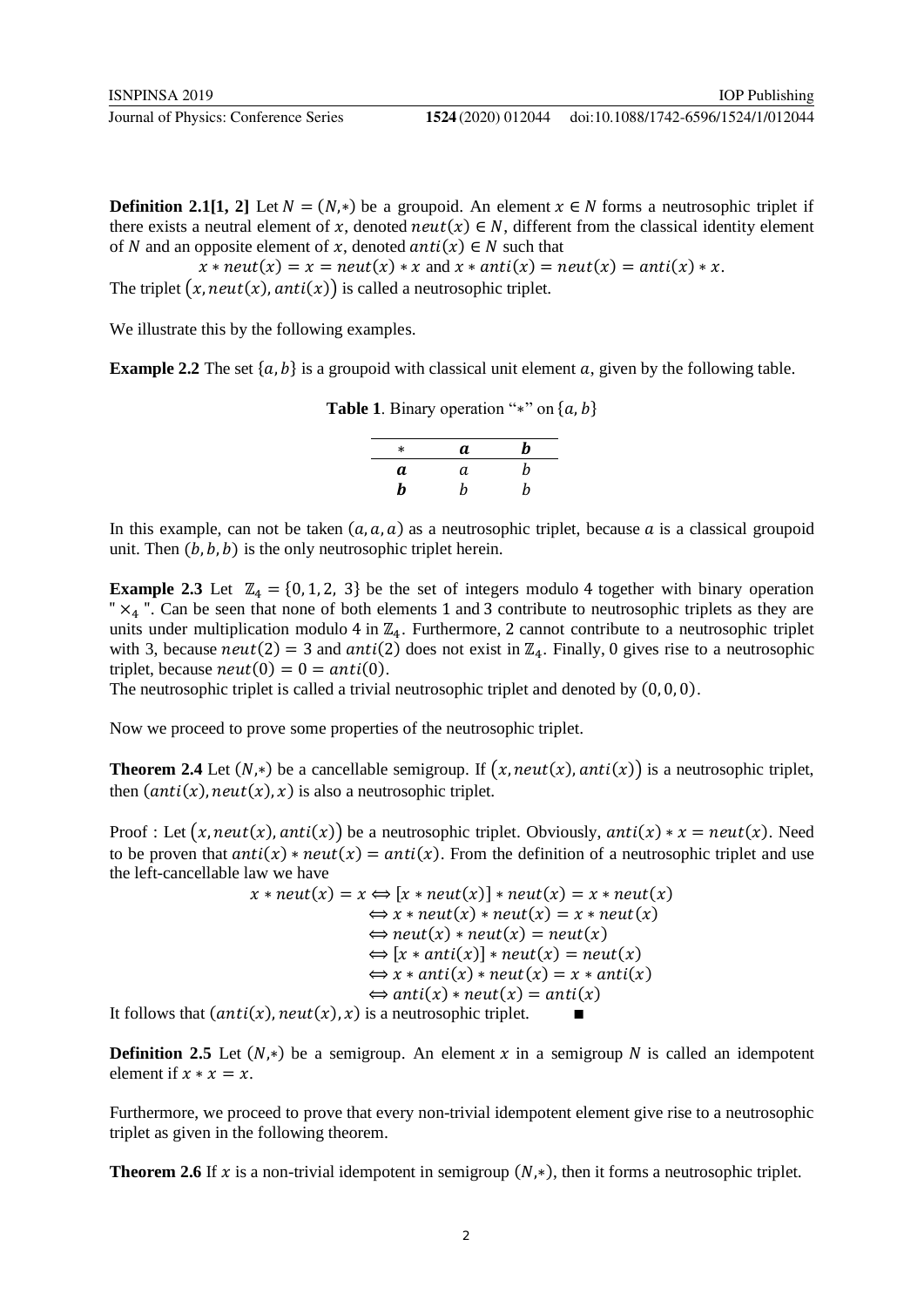**Definition 2.1[1, 2]** Let $N = (N,*)$ be a groupoid. An element $x \in N$ forms a neutrosophic triplet if there exists a neutral element of $x$, denoted $neut(x) \in N$, different from the classical identity element of $N$ and an opposite element of $x$, denoted $anti(x) \in N$ such that

$$x * neut(x) = x = neut(x) * x \text{ and } x * anti(x) = neut(x) = anti(x) * x.$$

The triplet $(x, neut(x), anti(x))$ is called a neutrosophic triplet.

We illustrate this by the following examples.

**Example 2.2** The set $\{a, b\}$ is a groupoid with classical unit element $a$, given by the following table.

**Table 1**. Binary operation "$*$" on $\{a, b\}$

| $*$ | $a$ | $b$ |
|---|---|---|
| $a$ | $a$ | $b$ |
| $b$ | $b$ | $b$ |

In this example, can not be taken $(a, a, a)$ as a neutrosophic triplet, because $a$ is a classical groupoid unit. Then $(b, b, b)$ is the only neutrosophic triplet herein.

**Example 2.3** Let $\mathbb{Z}_4 = \{0, 1, 2, 3\}$ be the set of integers modulo 4 together with binary operation "$\times_4$". Can be seen that none of both elements 1 and 3 contribute to neutrosophic triplets as they are units under multiplication modulo 4 in $\mathbb{Z}_4$. Furthermore, 2 cannot contribute to a neutrosophic triplet with 3, because $neut(2) = 3$ and $anti(2)$ does not exist in $\mathbb{Z}_4$. Finally, 0 gives rise to a neutrosophic triplet, because $neut(0) = 0 = anti(0)$.

The neutrosophic triplet is called a trivial neutrosophic triplet and denoted by $(0, 0, 0)$.

Now we proceed to prove some properties of the neutrosophic triplet.

**Theorem 2.4** Let $(N,*)$ be a cancellable semigroup. If $(x, neut(x), anti(x))$ is a neutrosophic triplet, then $(anti(x), neut(x), x)$ is also a neutrosophic triplet.

Proof : Let $(x, neut(x), anti(x))$ be a neutrosophic triplet. Obviously, $anti(x) * x = neut(x)$. Need to be proven that $anti(x) * neut(x) = anti(x)$. From the definition of a neutrosophic triplet and use the left-cancellable law we have

$$\begin{aligned}
x * neut(x) = x &\Leftrightarrow [x * neut(x)] * neut(x) = x * neut(x) \\
&\Leftrightarrow x * neut(x) * neut(x) = x * neut(x) \\
&\Leftrightarrow neut(x) * neut(x) = neut(x) \\
&\Leftrightarrow [x * anti(x)] * neut(x) = neut(x) \\
&\Leftrightarrow x * anti(x) * neut(x) = x * anti(x) \\
&\Leftrightarrow anti(x) * neut(x) = anti(x)
\end{aligned}$$

It follows that $(anti(x), neut(x), x)$ is a neutrosophic triplet. ■

**Definition 2.5** Let $(N,*)$ be a semigroup. An element $x$ in a semigroup $N$ is called an idempotent element if $x * x = x$.

Furthermore, we proceed to prove that every non-trivial idempotent element give rise to a neutrosophic triplet as given in the following theorem.

**Theorem 2.6** If $x$ is a non-trivial idempotent in semigroup $(N,*)$, then it forms a neutrosophic triplet.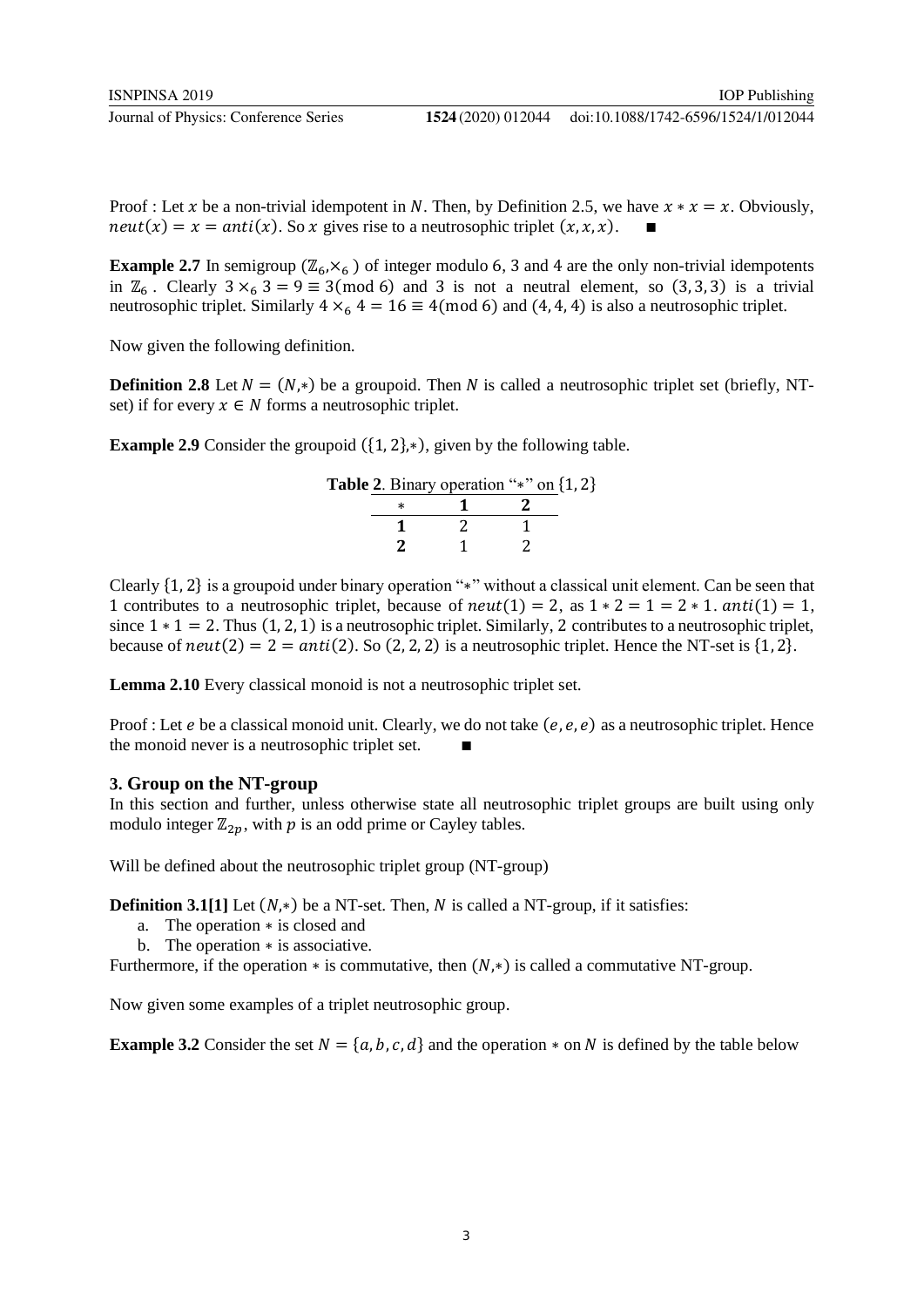Proof : Let $x$ be a non-trivial idempotent in $N$. Then, by Definition 2.5, we have $x * x = x$. Obviously, $neut(x) = x = anti(x)$. So $x$ gives rise to a neutrosophic triplet $(x, x, x)$. ■

**Example 2.7** In semigroup $(\mathbb{Z}_6, \times_6)$ of integer modulo 6, 3 and 4 are the only non-trivial idempotents in $\mathbb{Z}_6$. Clearly $3 \times_6 3 = 9 \equiv 3 (\text{mod } 6)$ and 3 is not a neutral element, so $(3, 3, 3)$ is a trivial neutrosophic triplet. Similarly $4 \times_6 4 = 16 \equiv 4 (\text{mod } 6)$ and $(4, 4, 4)$ is also a neutrosophic triplet.

Now given the following definition.

**Definition 2.8** Let $N = (N, *)$ be a groupoid. Then $N$ is called a neutrosophic triplet set (briefly, NT-set) if for every $x \in N$ forms a neutrosophic triplet.

**Example 2.9** Consider the groupoid $(\{1, 2\}, *)$, given by the following table.

**Table 2**. Binary operation "$*$" on $\{1, 2\}$

| $*$ | **1** | **2** |
|---|---|---|
| **1** | 2 | 1 |
| **2** | 1 | 2 |

Clearly $\{1, 2\}$ is a groupoid under binary operation "$*$" without a classical unit element. Can be seen that 1 contributes to a neutrosophic triplet, because of $neut(1) = 2$, as $1 * 2 = 1 = 2 * 1$. $anti(1) = 1$, since $1 * 1 = 2$. Thus $(1, 2, 1)$ is a neutrosophic triplet. Similarly, 2 contributes to a neutrosophic triplet, because of $neut(2) = 2 = anti(2)$. So $(2, 2, 2)$ is a neutrosophic triplet. Hence the NT-set is $\{1, 2\}$.

**Lemma 2.10** Every classical monoid is not a neutrosophic triplet set.

Proof : Let $e$ be a classical monoid unit. Clearly, we do not take $(e, e, e)$ as a neutrosophic triplet. Hence the monoid never is a neutrosophic triplet set. ■

## 3. Group on the NT-group

In this section and further, unless otherwise state all neutrosophic triplet groups are built using only modulo integer $\mathbb{Z}_{2p}$, with $p$ is an odd prime or Cayley tables.

Will be defined about the neutrosophic triplet group (NT-group)

**Definition 3.1[1]** Let $(N, *)$ be a NT-set. Then, $N$ is called a NT-group, if it satisfies:

a. The operation $*$ is closed and
b. The operation $*$ is associative.

Furthermore, if the operation $*$ is commutative, then $(N, *)$ is called a commutative NT-group.

Now given some examples of a triplet neutrosophic group.

**Example 3.2** Consider the set $N = \{a, b, c, d\}$ and the operation $*$ on $N$ is defined by the table below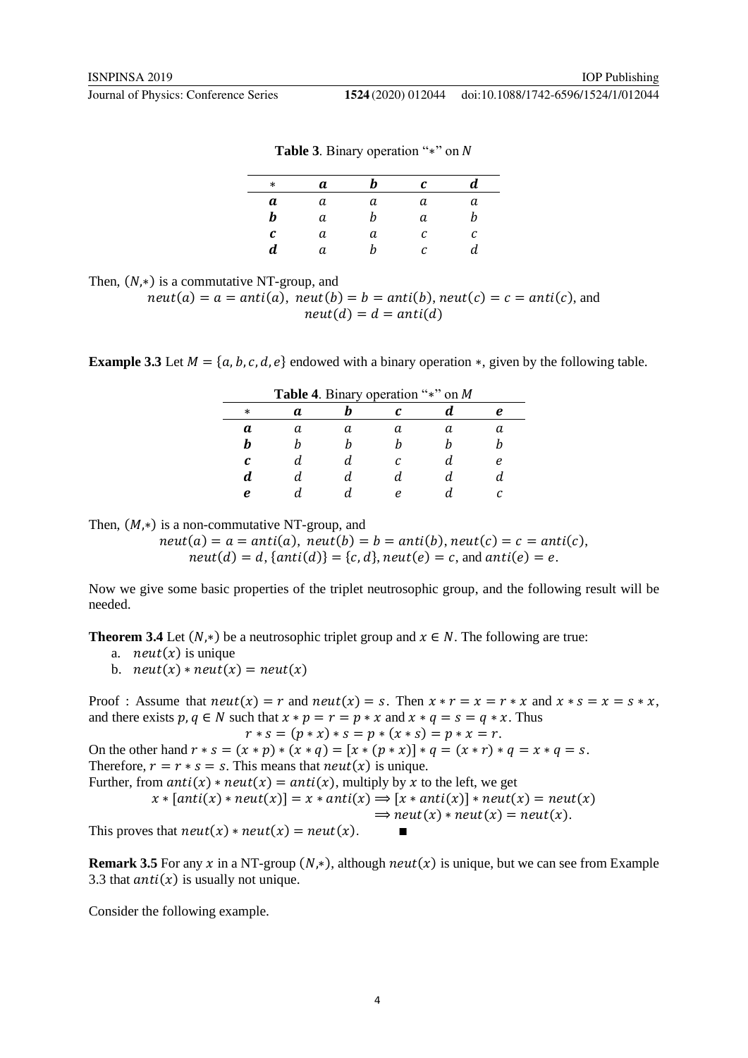**Table 3**. Binary operation "$*$" on $N$

| $*$ | $a$ | $b$ | $c$ | $d$ |
|---|---|---|---|---|
| $a$ | $a$ | $a$ | $a$ | $a$ |
| $b$ | $a$ | $b$ | $a$ | $b$ |
| $c$ | $a$ | $a$ | $c$ | $c$ |
| $d$ | $a$ | $b$ | $c$ | $d$ |

Then, $(N,*)$ is a commutative NT-group, and

$$neut(a) = a = anti(a),\ neut(b) = b = anti(b), neut(c) = c = anti(c), \text{ and } neut(d) = d = anti(d)$$

**Example 3.3** Let $M = \{a, b, c, d, e\}$ endowed with a binary operation $*$, given by the following table.

**Table 4**. Binary operation "$*$" on $M$

| $*$ | $a$ | $b$ | $c$ | $d$ | $e$ |
|---|---|---|---|---|---|
| $a$ | $a$ | $a$ | $a$ | $a$ | $a$ |
| $b$ | $b$ | $b$ | $b$ | $b$ | $b$ |
| $c$ | $d$ | $d$ | $c$ | $d$ | $e$ |
| $d$ | $d$ | $d$ | $d$ | $d$ | $d$ |
| $e$ | $d$ | $d$ | $e$ | $d$ | $c$ |

Then, $(M,*)$ is a non-commutative NT-group, and

$$neut(a) = a = anti(a),\ neut(b) = b = anti(b), neut(c) = c = anti(c),$$
$$neut(d) = d, \{anti(d)\} = \{c, d\}, neut(e) = c, \text{ and } anti(e) = e.$$

Now we give some basic properties of the triplet neutrosophic group, and the following result will be needed.

**Theorem 3.4** Let $(N,*)$ be a neutrosophic triplet group and $x \in N$. The following are true:

a. $neut(x)$ is unique
b. $neut(x) * neut(x) = neut(x)$

Proof : Assume that $neut(x) = r$ and $neut(x) = s$. Then $x * r = x = r * x$ and $x * s = x = s * x$, and there exists $p, q \in N$ such that $x * p = r = p * x$ and $x * q = s = q * x$. Thus

$$r * s = (p * x) * s = p * (x * s) = p * x = r.$$

On the other hand $r * s = (x * p) * (x * q) = [x * (p * x)] * q = (x * r) * q = x * q = s$.
Therefore, $r = r * s = s$. This means that $neut(x)$ is unique.
Further, from $anti(x) * neut(x) = anti(x)$, multiply by $x$ to the left, we get

$$x * [anti(x) * neut(x)] = x * anti(x) \Longrightarrow [x * anti(x)] * neut(x) = neut(x)$$
$$\Longrightarrow neut(x) * neut(x) = neut(x).$$

This proves that $neut(x) * neut(x) = neut(x)$. ∎

**Remark 3.5** For any $x$ in a NT-group $(N,*)$, although $neut(x)$ is unique, but we can see from Example 3.3 that $anti(x)$ is usually not unique.

Consider the following example.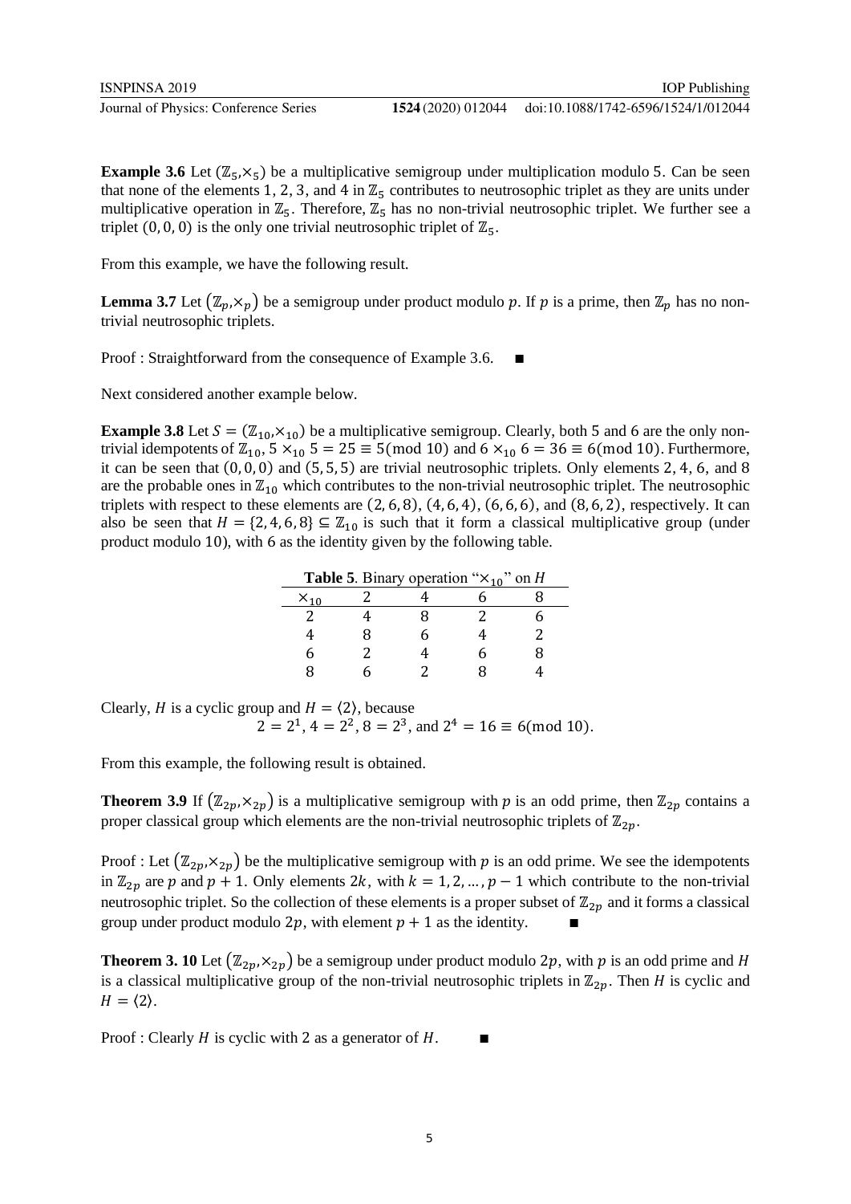**Example 3.6** Let $(\mathbb{Z}_5,\times_5)$ be a multiplicative semigroup under multiplication modulo 5. Can be seen that none of the elements 1, 2, 3, and 4 in $\mathbb{Z}_5$ contributes to neutrosophic triplet as they are units under multiplicative operation in $\mathbb{Z}_5$. Therefore, $\mathbb{Z}_5$ has no non-trivial neutrosophic triplet. We further see a triplet $(0,0,0)$ is the only one trivial neutrosophic triplet of $\mathbb{Z}_5$.

From this example, we have the following result.

**Lemma 3.7** Let $(\mathbb{Z}_p,\times_p)$ be a semigroup under product modulo $p$. If $p$ is a prime, then $\mathbb{Z}_p$ has no non-trivial neutrosophic triplets.

Proof : Straightforward from the consequence of Example 3.6. ■

Next considered another example below.

**Example 3.8** Let $S=(\mathbb{Z}_{10},\times_{10})$ be a multiplicative semigroup. Clearly, both 5 and 6 are the only non-trivial idempotents of $\mathbb{Z}_{10}$, $5\times_{10}5=25\equiv 5 \pmod{10}$ and $6\times_{10}6=36\equiv 6 \pmod{10}$. Furthermore, it can be seen that $(0,0,0)$ and $(5,5,5)$ are trivial neutrosophic triplets. Only elements 2, 4, 6, and 8 are the probable ones in $\mathbb{Z}_{10}$ which contributes to the non-trivial neutrosophic triplet. The neutrosophic triplets with respect to these elements are $(2,6,8)$, $(4,6,4)$, $(6,6,6)$, and $(8,6,2)$, respectively. It can also be seen that $H=\{2,4,6,8\}\subseteq\mathbb{Z}_{10}$ is such that it form a classical multiplicative group (under product modulo 10), with 6 as the identity given by the following table.

**Table 5**. Binary operation "$\times_{10}$" on $H$

| $\times_{10}$ | 2 | 4 | 6 | 8 |
|---|---|---|---|---|
| 2 | 4 | 8 | 2 | 6 |
| 4 | 8 | 6 | 4 | 2 |
| 6 | 2 | 4 | 6 | 8 |
| 8 | 6 | 2 | 8 | 4 |

Clearly, $H$ is a cyclic group and $H=\langle 2\rangle$, because

$$2=2^1,\ 4=2^2,\ 8=2^3, \text{ and } 2^4=16\equiv 6 \pmod{10}.$$

From this example, the following result is obtained.

**Theorem 3.9** If $(\mathbb{Z}_{2p},\times_{2p})$ is a multiplicative semigroup with $p$ is an odd prime, then $\mathbb{Z}_{2p}$ contains a proper classical group which elements are the non-trivial neutrosophic triplets of $\mathbb{Z}_{2p}$.

Proof : Let $(\mathbb{Z}_{2p},\times_{2p})$ be the multiplicative semigroup with $p$ is an odd prime. We see the idempotents in $\mathbb{Z}_{2p}$ are $p$ and $p+1$. Only elements $2k$, with $k=1,2,\ldots,p-1$ which contribute to the non-trivial neutrosophic triplet. So the collection of these elements is a proper subset of $\mathbb{Z}_{2p}$ and it forms a classical group under product modulo $2p$, with element $p+1$ as the identity. ■

**Theorem 3. 10** Let $(\mathbb{Z}_{2p},\times_{2p})$ be a semigroup under product modulo $2p$, with $p$ is an odd prime and $H$ is a classical multiplicative group of the non-trivial neutrosophic triplets in $\mathbb{Z}_{2p}$. Then $H$ is cyclic and $H=\langle 2\rangle$.

Proof : Clearly $H$ is cyclic with 2 as a generator of $H$. ■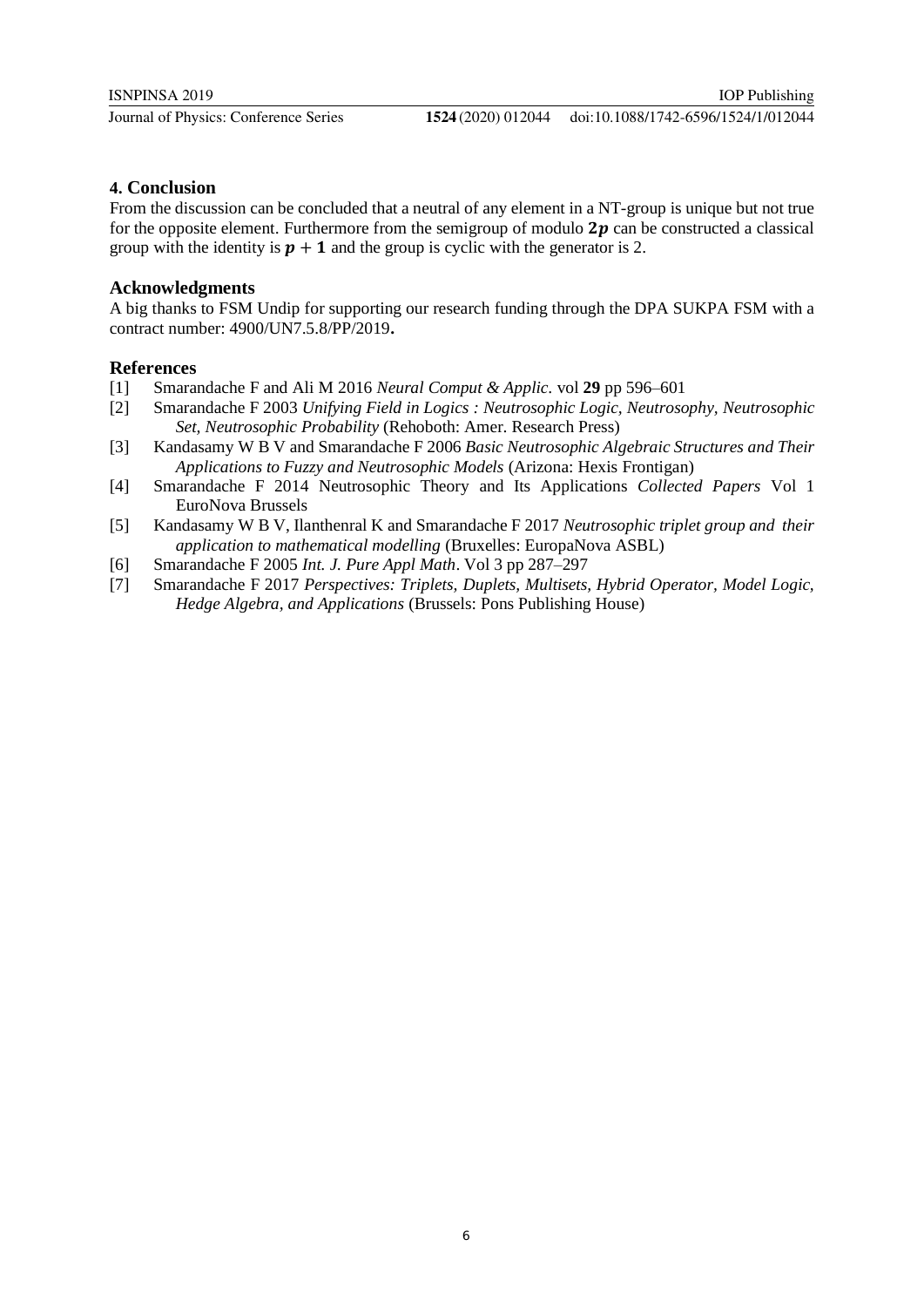## 4. Conclusion

From the discussion can be concluded that a neutral of any element in a NT-group is unique but not true for the opposite element. Furthermore from the semigroup of modulo $\mathbf{2p}$ can be constructed a classical group with the identity is $\mathbf{p+1}$ and the group is cyclic with the generator is 2.

## Acknowledgments

A big thanks to FSM Undip for supporting our research funding through the DPA SUKPA FSM with a contract number: 4900/UN7.5.8/PP/2019**.**

## References

[1] Smarandache F and Ali M 2016 *Neural Comput & Applic.* vol **29** pp 596–601

[2] Smarandache F 2003 *Unifying Field in Logics : Neutrosophic Logic, Neutrosophy, Neutrosophic Set, Neutrosophic Probability* (Rehoboth: Amer. Research Press)

[3] Kandasamy W B V and Smarandache F 2006 *Basic Neutrosophic Algebraic Structures and Their Applications to Fuzzy and Neutrosophic Models* (Arizona: Hexis Frontigan)

[4] Smarandache F 2014 Neutrosophic Theory and Its Applications *Collected Papers* Vol 1 EuroNova Brussels

[5] Kandasamy W B V, Ilanthenral K and Smarandache F 2017 *Neutrosophic triplet group and their application to mathematical modelling* (Bruxelles: EuropaNova ASBL)

[6] Smarandache F 2005 *Int. J. Pure Appl Math*. Vol 3 pp 287–297

[7] Smarandache F 2017 *Perspectives: Triplets, Duplets, Multisets, Hybrid Operator, Model Logic, Hedge Algebra, and Applications* (Brussels: Pons Publishing House)